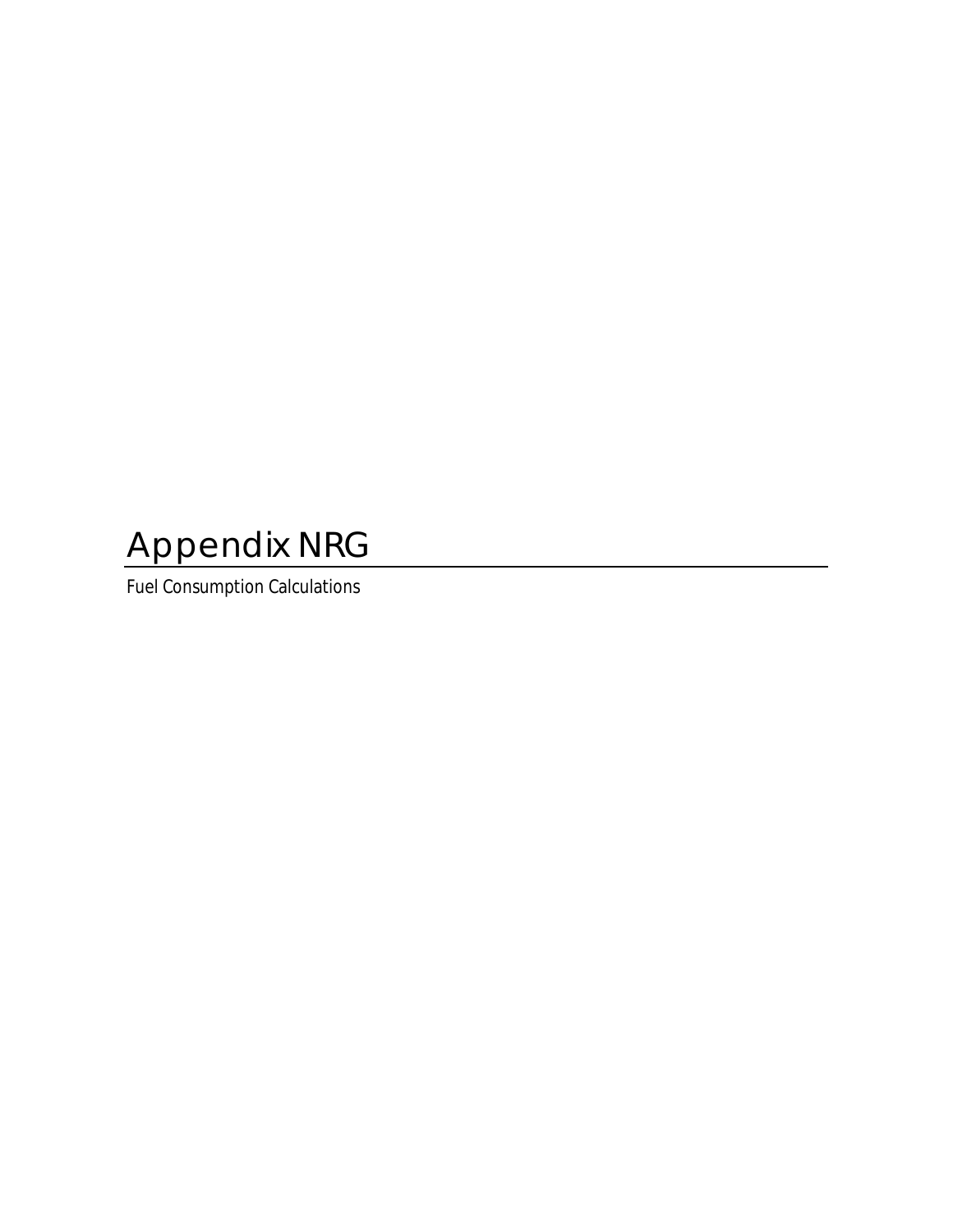# Appendix NRG

*Fuel Consumption Calculations*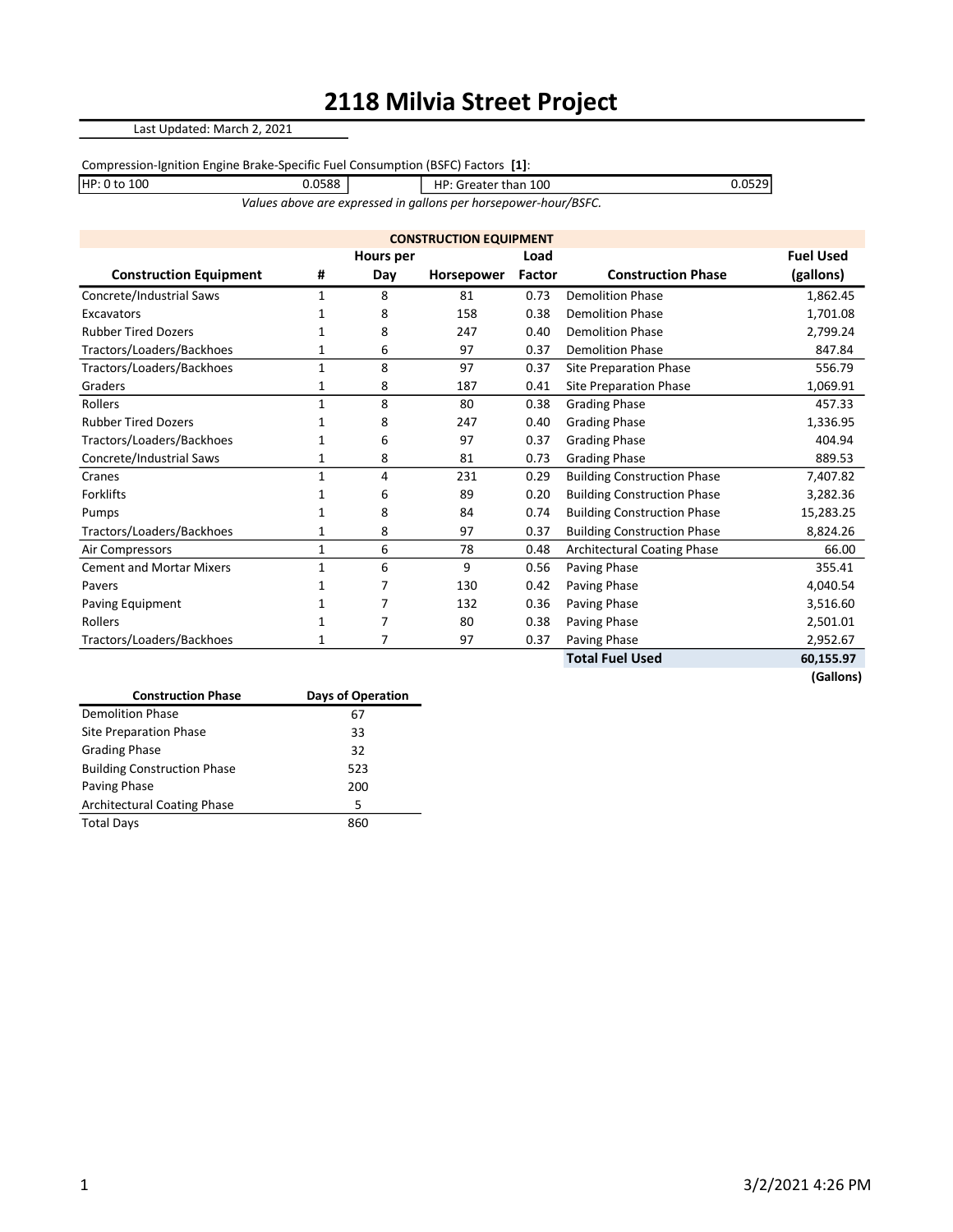# 2118 Milvia Street Project

Last Updated: March 2, 2021

Compression-Ignition Engine Brake-Specific Fuel Consumption (BSFC) Factors **[1]**:

| | | | |
|---|---|---|---|
| HP: 0 to 100 | 0.0588 | HP: Greater than 100 | 0.0529 |

*Values above are expressed in gallons per horsepower-hour/BSFC.*

**CONSTRUCTION EQUIPMENT**

| Construction Equipment | # | Hours per Day | Horsepower | Load Factor | Construction Phase | Fuel Used (gallons) |
|---|---|---|---|---|---|---|
| Concrete/Industrial Saws | 1 | 8 | 81 | 0.73 | Demolition Phase | 1,862.45 |
| Excavators | 1 | 8 | 158 | 0.38 | Demolition Phase | 1,701.08 |
| Rubber Tired Dozers | 1 | 8 | 247 | 0.40 | Demolition Phase | 2,799.24 |
| Tractors/Loaders/Backhoes | 1 | 6 | 97 | 0.37 | Demolition Phase | 847.84 |
| Tractors/Loaders/Backhoes | 1 | 8 | 97 | 0.37 | Site Preparation Phase | 556.79 |
| Graders | 1 | 8 | 187 | 0.41 | Site Preparation Phase | 1,069.91 |
| Rollers | 1 | 8 | 80 | 0.38 | Grading Phase | 457.33 |
| Rubber Tired Dozers | 1 | 8 | 247 | 0.40 | Grading Phase | 1,336.95 |
| Tractors/Loaders/Backhoes | 1 | 6 | 97 | 0.37 | Grading Phase | 404.94 |
| Concrete/Industrial Saws | 1 | 8 | 81 | 0.73 | Grading Phase | 889.53 |
| Cranes | 1 | 4 | 231 | 0.29 | Building Construction Phase | 7,407.82 |
| Forklifts | 1 | 6 | 89 | 0.20 | Building Construction Phase | 3,282.36 |
| Pumps | 1 | 8 | 84 | 0.74 | Building Construction Phase | 15,283.25 |
| Tractors/Loaders/Backhoes | 1 | 8 | 97 | 0.37 | Building Construction Phase | 8,824.26 |
| Air Compressors | 1 | 6 | 78 | 0.48 | Architectural Coating Phase | 66.00 |
| Cement and Mortar Mixers | 1 | 6 | 9 | 0.56 | Paving Phase | 355.41 |
| Pavers | 1 | 7 | 130 | 0.42 | Paving Phase | 4,040.54 |
| Paving Equipment | 1 | 7 | 132 | 0.36 | Paving Phase | 3,516.60 |
| Rollers | 1 | 7 | 80 | 0.38 | Paving Phase | 2,501.01 |
| Tractors/Loaders/Backhoes | 1 | 7 | 97 | 0.37 | Paving Phase | 2,952.67 |
| | | | | | **Total Fuel Used** | **60,155.97** |
| | | | | | | **(Gallons)** |

| Construction Phase | Days of Operation |
|---|---|
| Demolition Phase | 67 |
| Site Preparation Phase | 33 |
| Grading Phase | 32 |
| Building Construction Phase | 523 |
| Paving Phase | 200 |
| Architectural Coating Phase | 5 |
| Total Days | 860 |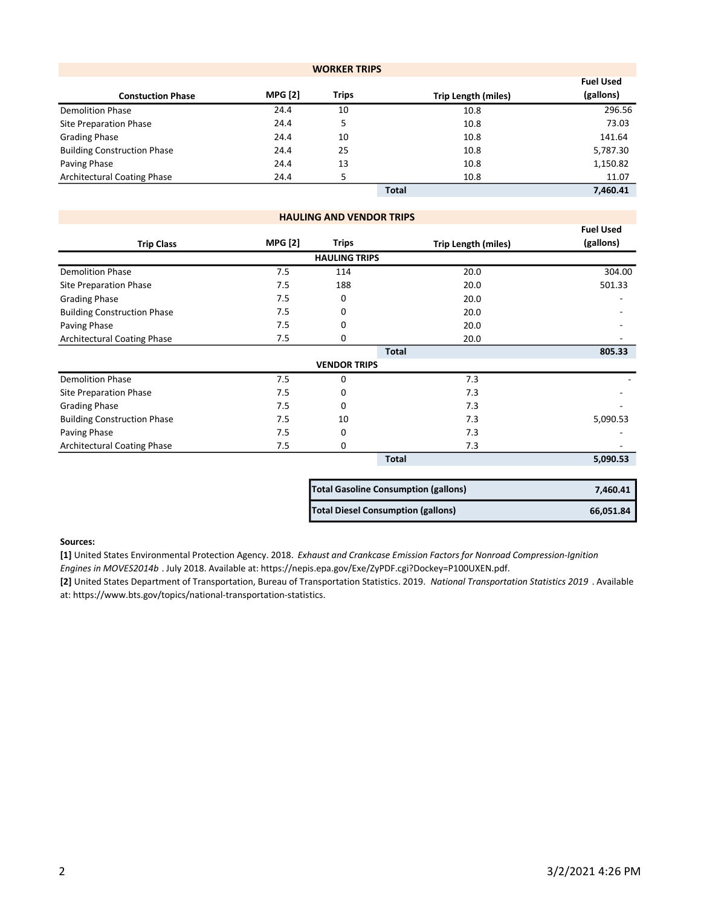## WORKER TRIPS

| Constuction Phase | MPG [2] | Trips | Trip Length (miles) | Fuel Used (gallons) |
|---|---|---|---|---|
| Demolition Phase | 24.4 | 10 | 10.8 | 296.56 |
| Site Preparation Phase | 24.4 | 5 | 10.8 | 73.03 |
| Grading Phase | 24.4 | 10 | 10.8 | 141.64 |
| Building Construction Phase | 24.4 | 25 | 10.8 | 5,787.30 |
| Paving Phase | 24.4 | 13 | 10.8 | 1,150.82 |
| Architectural Coating Phase | 24.4 | 5 | 10.8 | 11.07 |
| | | | **Total** | **7,460.41** |

## HAULING AND VENDOR TRIPS

| Trip Class | MPG [2] | Trips | Trip Length (miles) | Fuel Used (gallons) |
|---|---|---|---|---|
| | | **HAULING TRIPS** | | |
| Demolition Phase | 7.5 | 114 | 20.0 | 304.00 |
| Site Preparation Phase | 7.5 | 188 | 20.0 | 501.33 |
| Grading Phase | 7.5 | 0 | 20.0 | - |
| Building Construction Phase | 7.5 | 0 | 20.0 | - |
| Paving Phase | 7.5 | 0 | 20.0 | - |
| Architectural Coating Phase | 7.5 | 0 | 20.0 | - |
| | | | **Total** | **805.33** |
| | | **VENDOR TRIPS** | | |
| Demolition Phase | 7.5 | 0 | 7.3 | - |
| Site Preparation Phase | 7.5 | 0 | 7.3 | - |
| Grading Phase | 7.5 | 0 | 7.3 | - |
| Building Construction Phase | 7.5 | 10 | 7.3 | 5,090.53 |
| Paving Phase | 7.5 | 0 | 7.3 | - |
| Architectural Coating Phase | 7.5 | 0 | 7.3 | - |
| | | | **Total** | **5,090.53** |

| | |
|---|---|
| **Total Gasoline Consumption (gallons)** | **7,460.41** |
| **Total Diesel Consumption (gallons)** | **66,051.84** |

**Sources:**

**[1]** United States Environmental Protection Agency. 2018. *Exhaust and Crankcase Emission Factors for Nonroad Compression-Ignition Engines in MOVES2014b*. July 2018. Available at: https://nepis.epa.gov/Exe/ZyPDF.cgi?Dockey=P100UXEN.pdf.

**[2]** United States Department of Transportation, Bureau of Transportation Statistics. 2019. *National Transportation Statistics 2019*. Available at: https://www.bts.gov/topics/national-transportation-statistics.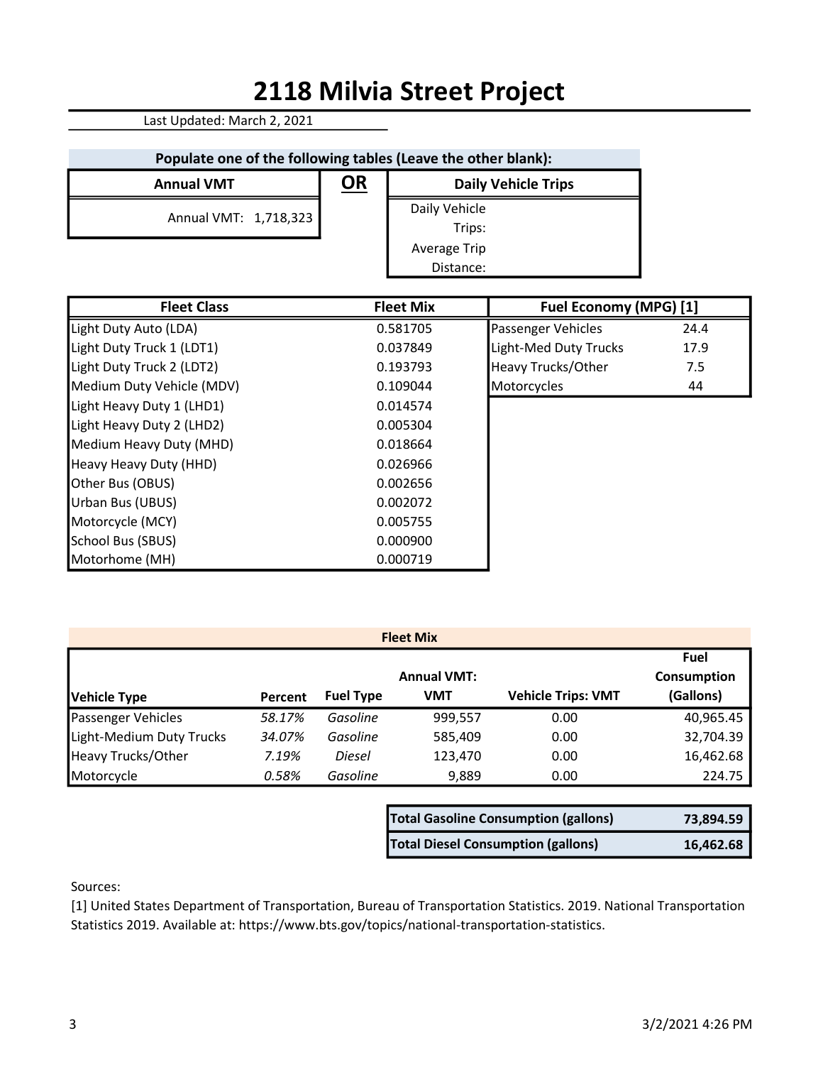# 2118 Milvia Street Project

Last Updated: March 2, 2021

**Populate one of the following tables (Leave the other blank):**

| Annual VMT | OR | Daily Vehicle Trips |
|---|---|---|
| Annual VMT: 1,718,323 | | Daily Vehicle Trips: |
| | | Average Trip Distance: |

| Fleet Class | Fleet Mix |
|---|---|
| Light Duty Auto (LDA) | 0.581705 |
| Light Duty Truck 1 (LDT1) | 0.037849 |
| Light Duty Truck 2 (LDT2) | 0.193793 |
| Medium Duty Vehicle (MDV) | 0.109044 |
| Light Heavy Duty 1 (LHD1) | 0.014574 |
| Light Heavy Duty 2 (LHD2) | 0.005304 |
| Medium Heavy Duty (MHD) | 0.018664 |
| Heavy Heavy Duty (HHD) | 0.026966 |
| Other Bus (OBUS) | 0.002656 |
| Urban Bus (UBUS) | 0.002072 |
| Motorcycle (MCY) | 0.005755 |
| School Bus (SBUS) | 0.000900 |
| Motorhome (MH) | 0.000719 |

| Fuel Economy (MPG) [1] | |
|---|---|
| Passenger Vehicles | 24.4 |
| Light-Med Duty Trucks | 17.9 |
| Heavy Trucks/Other | 7.5 |
| Motorcycles | 44 |

**Fleet Mix**

| Vehicle Type | Percent | Fuel Type | Annual VMT: VMT | Vehicle Trips: VMT | Fuel Consumption (Gallons) |
|---|---|---|---|---|---|
| Passenger Vehicles | *58.17%* | *Gasoline* | 999,557 | 0.00 | 40,965.45 |
| Light-Medium Duty Trucks | *34.07%* | *Gasoline* | 585,409 | 0.00 | 32,704.39 |
| Heavy Trucks/Other | *7.19%* | *Diesel* | 123,470 | 0.00 | 16,462.68 |
| Motorcycle | *0.58%* | *Gasoline* | 9,889 | 0.00 | 224.75 |

| | |
|---|---|
| **Total Gasoline Consumption (gallons)** | **73,894.59** |
| **Total Diesel Consumption (gallons)** | **16,462.68** |

Sources:

[1] United States Department of Transportation, Bureau of Transportation Statistics. 2019. National Transportation Statistics 2019. Available at: https://www.bts.gov/topics/national-transportation-statistics.